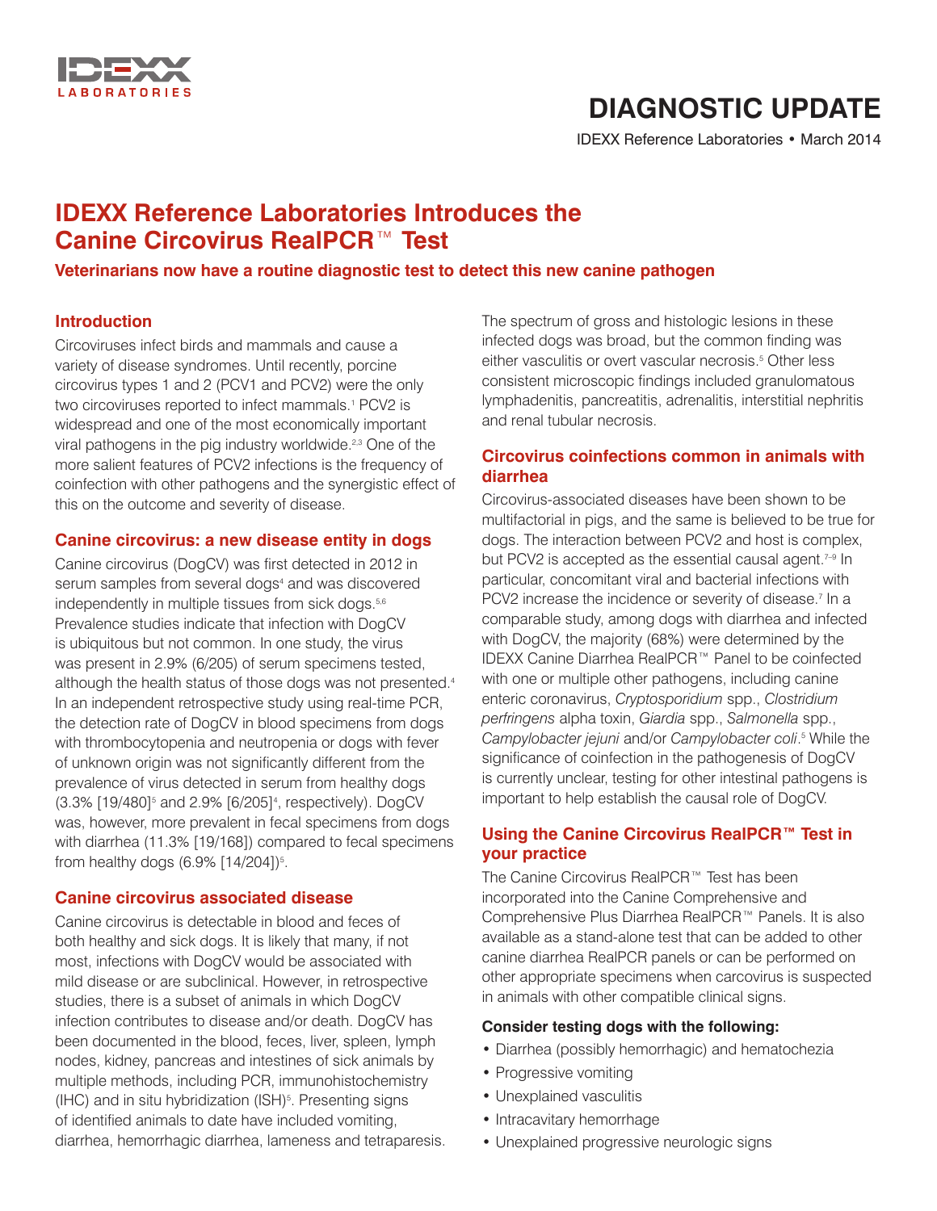IDEXX LABORATORIES

# DIAGNOSTIC UPDATE

IDEXX Reference Laboratories • March 2014

# IDEXX Reference Laboratories Introduces the Canine Circovirus RealPCR™ Test

**Veterinarians now have a routine diagnostic test to detect this new canine pathogen**

## Introduction

Circoviruses infect birds and mammals and cause a variety of disease syndromes. Until recently, porcine circovirus types 1 and 2 (PCV1 and PCV2) were the only two circoviruses reported to infect mammals.[1] PCV2 is widespread and one of the most economically important viral pathogens in the pig industry worldwide.[2,3] One of the more salient features of PCV2 infections is the frequency of coinfection with other pathogens and the synergistic effect of this on the outcome and severity of disease.

## Canine circovirus: a new disease entity in dogs

Canine circovirus (DogCV) was first detected in 2012 in serum samples from several dogs[4] and was discovered independently in multiple tissues from sick dogs.[5,6] Prevalence studies indicate that infection with DogCV is ubiquitous but not common. In one study, the virus was present in 2.9% (6/205) of serum specimens tested, although the health status of those dogs was not presented.[4] In an independent retrospective study using real-time PCR, the detection rate of DogCV in blood specimens from dogs with thrombocytopenia and neutropenia or dogs with fever of unknown origin was not significantly different from the prevalence of virus detected in serum from healthy dogs (3.3% [19/480][5] and 2.9% [6/205][4], respectively). DogCV was, however, more prevalent in fecal specimens from dogs with diarrhea (11.3% [19/168]) compared to fecal specimens from healthy dogs (6.9% [14/204])[5].

## Canine circovirus associated disease

Canine circovirus is detectable in blood and feces of both healthy and sick dogs. It is likely that many, if not most, infections with DogCV would be associated with mild disease or are subclinical. However, in retrospective studies, there is a subset of animals in which DogCV infection contributes to disease and/or death. DogCV has been documented in the blood, feces, liver, spleen, lymph nodes, kidney, pancreas and intestines of sick animals by multiple methods, including PCR, immunohistochemistry (IHC) and in situ hybridization (ISH)[5]. Presenting signs of identified animals to date have included vomiting, diarrhea, hemorrhagic diarrhea, lameness and tetraparesis. The spectrum of gross and histologic lesions in these infected dogs was broad, but the common finding was either vasculitis or overt vascular necrosis.[5] Other less consistent microscopic findings included granulomatous lymphadenitis, pancreatitis, adrenalitis, interstitial nephritis and renal tubular necrosis.

## Circovirus coinfections common in animals with diarrhea

Circovirus-associated diseases have been shown to be multifactorial in pigs, and the same is believed to be true for dogs. The interaction between PCV2 and host is complex, but PCV2 is accepted as the essential causal agent.[7–9] In particular, concomitant viral and bacterial infections with PCV2 increase the incidence or severity of disease.[7] In a comparable study, among dogs with diarrhea and infected with DogCV, the majority (68%) were determined by the IDEXX Canine Diarrhea RealPCR™ Panel to be coinfected with one or multiple other pathogens, including canine enteric coronavirus, *Cryptosporidium* spp., *Clostridium perfringens* alpha toxin, *Giardia* spp., *Salmonella* spp., *Campylobacter jejuni* and/or *Campylobacter coli*.[5] While the significance of coinfection in the pathogenesis of DogCV is currently unclear, testing for other intestinal pathogens is important to help establish the causal role of DogCV.

## Using the Canine Circovirus RealPCR™ Test in your practice

The Canine Circovirus RealPCR™ Test has been incorporated into the Canine Comprehensive and Comprehensive Plus Diarrhea RealPCR™ Panels. It is also available as a stand-alone test that can be added to other canine diarrhea RealPCR panels or can be performed on other appropriate specimens when carcovirus is suspected in animals with other compatible clinical signs.

**Consider testing dogs with the following:**

- Diarrhea (possibly hemorrhagic) and hematochezia
- Progressive vomiting
- Unexplained vasculitis
- Intracavitary hemorrhage
- Unexplained progressive neurologic signs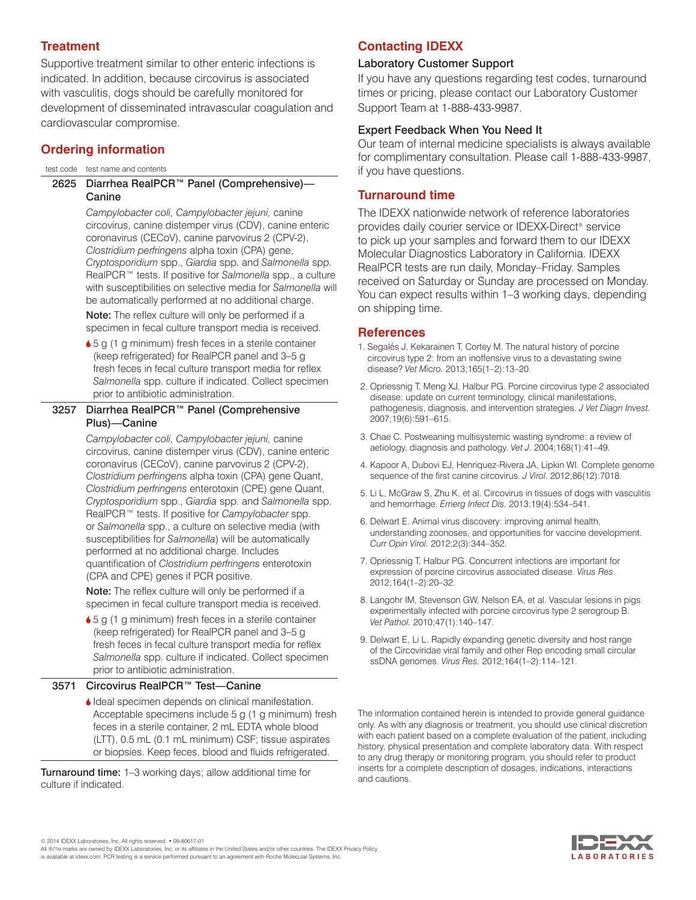## Treatment

Supportive treatment similar to other enteric infections is indicated. In addition, because circovirus is associated with vasculitis, dogs should be carefully monitored for development of disseminated intravascular coagulation and cardiovascular compromise.

## Ordering information

| test code | test name and contents |
| --- | --- |
| 2625 | **Diarrhea RealPCR™ Panel (Comprehensive)—Canine**<br>*Campylobacter coli, Campylobacter jejuni,* canine circovirus, canine distemper virus (CDV), canine enteric coronavirus (CECoV), canine parvovirus 2 (CPV-2), *Clostridium perfringens* alpha toxin (CPA) gene, *Cryptosporidium* spp., *Giardia* spp. and *Salmonella* spp. RealPCR™ tests. If positive for *Salmonella* spp., a culture with susceptibilities on selective media for *Salmonella* will be automatically performed at no additional charge.<br>**Note:** The reflex culture will only be performed if a specimen in fecal culture transport media is received.<br>5 g (1 g minimum) fresh feces in a sterile container (keep refrigerated) for RealPCR panel and 3–5 g fresh feces in fecal culture transport media for reflex *Salmonella* spp. culture if indicated. Collect specimen prior to antibiotic administration. |
| 3257 | **Diarrhea RealPCR™ Panel (Comprehensive Plus)—Canine**<br>*Campylobacter coli, Campylobacter jejuni,* canine circovirus, canine distemper virus (CDV), canine enteric coronavirus (CECoV), canine parvovirus 2 (CPV-2), *Clostridium perfringens* alpha toxin (CPA) gene Quant, *Clostridium perfringens* enterotoxin (CPE) gene Quant, *Cryptosporidium* spp., *Giardia* spp. and *Salmonella* spp. RealPCR™ tests. If positive for *Campylobacter* spp. or *Salmonella* spp., a culture on selective media (with susceptibilities for *Salmonella*) will be automatically performed at no additional charge. Includes quantification of *Clostridium perfringens* enterotoxin (CPA and CPE) genes if PCR positive.<br>**Note:** The reflex culture will only be performed if a specimen in fecal culture transport media is received.<br>5 g (1 g minimum) fresh feces in a sterile container (keep refrigerated) for RealPCR panel and 3–5 g fresh feces in fecal culture transport media for reflex *Salmonella* spp. culture if indicated. Collect specimen prior to antibiotic administration. |
| 3571 | **Circovirus RealPCR™ Test—Canine**<br>Ideal specimen depends on clinical manifestation. Acceptable specimens include 5 g (1 g minimum) fresh feces in a sterile container, 2 mL EDTA whole blood (LTT), 0.5 mL (0.1 mL minimum) CSF; tissue aspirates or biopsies. Keep feces, blood and fluids refrigerated. |

**Turnaround time:** 1–3 working days; allow additional time for culture if indicated.

## Contacting IDEXX

### Laboratory Customer Support

If you have any questions regarding test codes, turnaround times or pricing, please contact our Laboratory Customer Support Team at 1-888-433-9987.

### Expert Feedback When You Need It

Our team of internal medicine specialists is always available for complimentary consultation. Please call 1-888-433-9987, if you have questions.

## Turnaround time

The IDEXX nationwide network of reference laboratories provides daily courier service or IDEXX-Direct® service to pick up your samples and forward them to our IDEXX Molecular Diagnostics Laboratory in California. IDEXX RealPCR tests are run daily, Monday–Friday. Samples received on Saturday or Sunday are processed on Monday. You can expect results within 1–3 working days, depending on shipping time.

## References

1. Segalés J, Kekarainen T, Cortey M. The natural history of porcine circovirus type 2: from an inoffensive virus to a devastating swine disease? *Vet Micro.* 2013;165(1–2):13–20.
2. Opriessnig T, Meng XJ, Halbur PG. Porcine circovirus type 2 associated disease: update on current terminology, clinical manifestations, pathogenesis, diagnosis, and intervention strategies. *J Vet Diagn Invest.* 2007;19(6):591–615.
3. Chae C. Postweaning multisystemic wasting syndrome: a review of aetiology, diagnosis and pathology. *Vet J*. 2004;168(1):41–49.
4. Kapoor A, Dubovi EJ, Henriquez-Rivera JA, Lipkin WI. Complete genome sequence of the first canine circovirus. *J Virol*. 2012;86(12):7018.
5. Li L, McGraw S, Zhu K, et al. Circovirus in tissues of dogs with vasculitis and hemorrhage. *Emerg Infect Dis.* 2013;19(4):534–541.
6. Delwart E. Animal virus discovery: improving animal health, understanding zoonoses, and opportunities for vaccine development. *Curr Opin Virol.* 2012;2(3):344–352.
7. Opriessnig T, Halbur PG. Concurrent infections are important for expression of porcine circovirus associated disease. *Virus Res*. 2012;164(1–2):20–32.
8. Langohr IM, Stevenson GW, Nelson EA, et al. Vascular lesions in pigs experimentally infected with porcine circovirus type 2 serogroup B. *Vet Pathol.* 2010;47(1):140–147.
9. Delwart E, Li L. Rapidly expanding genetic diversity and host range of the Circoviridae viral family and other Rep encoding small circular ssDNA genomes. *Virus Res.* 2012;164(1–2):114–121.

The information contained herein is intended to provide general guidance only. As with any diagnosis or treatment, you should use clinical discretion with each patient based on a complete evaluation of the patient, including history, physical presentation and complete laboratory data. With respect to any drug therapy or monitoring program, you should refer to product inserts for a complete description of dosages, indications, interactions and cautions.

© 2014 IDEXX Laboratories, Inc. All rights reserved. • 09-80617-01
All ®/TM marks are owned by IDEXX Laboratories, Inc. or its affiliates in the United States and/or other countries. The IDEXX Privacy Policy is available at idexx.com. PCR testing is a service performed pursuant to an agreement with Roche Molecular Systems, Inc.